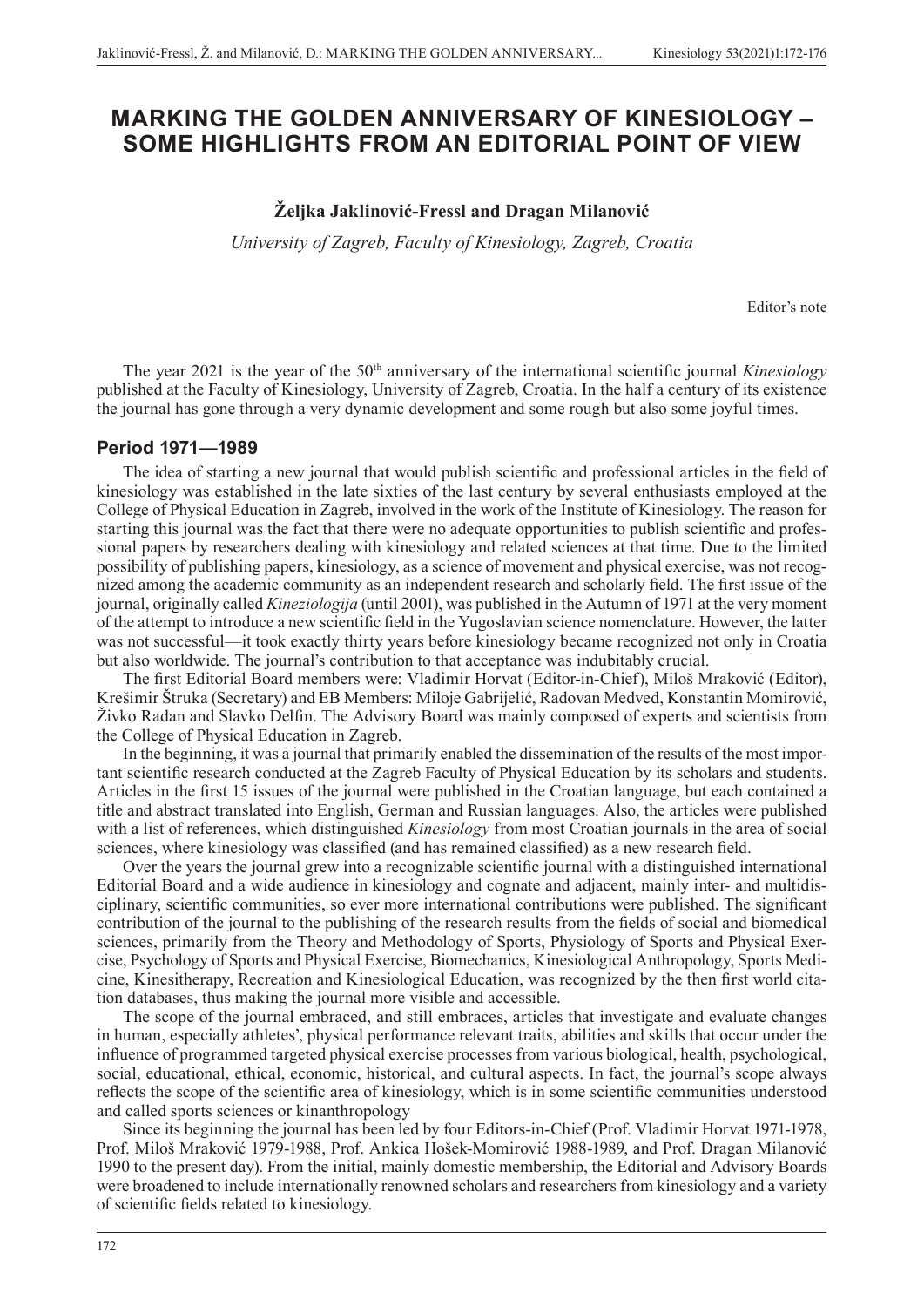# MARKING THE GOLDEN ANNIVERSARY OF KINESIOLOGY – SOME HIGHLIGHTS FROM AN EDITORIAL POINT OF VIEW

**Željka Jaklinović-Fressl and Dragan Milanović**

*University of Zagreb, Faculty of Kinesiology, Zagreb, Croatia*

Editor's note

The year 2021 is the year of the 50th anniversary of the international scientific journal *Kinesiology* published at the Faculty of Kinesiology, University of Zagreb, Croatia. In the half a century of its existence the journal has gone through a very dynamic development and some rough but also some joyful times.

## Period 1971—1989

The idea of starting a new journal that would publish scientific and professional articles in the field of kinesiology was established in the late sixties of the last century by several enthusiasts employed at the College of Physical Education in Zagreb, involved in the work of the Institute of Kinesiology. The reason for starting this journal was the fact that there were no adequate opportunities to publish scientific and professional papers by researchers dealing with kinesiology and related sciences at that time. Due to the limited possibility of publishing papers, kinesiology, as a science of movement and physical exercise, was not recognized among the academic community as an independent research and scholarly field. The first issue of the journal, originally called *Kineziologija* (until 2001), was published in the Autumn of 1971 at the very moment of the attempt to introduce a new scientific field in the Yugoslavian science nomenclature. However, the latter was not successful—it took exactly thirty years before kinesiology became recognized not only in Croatia but also worldwide. The journal's contribution to that acceptance was indubitably crucial.

The first Editorial Board members were: Vladimir Horvat (Editor-in-Chief), Miloš Mraković (Editor), Krešimir Štruka (Secretary) and EB Members: Miloje Gabrijelić, Radovan Medved, Konstantin Momirović, Živko Radan and Slavko Delfin. The Advisory Board was mainly composed of experts and scientists from the College of Physical Education in Zagreb.

In the beginning, it was a journal that primarily enabled the dissemination of the results of the most important scientific research conducted at the Zagreb Faculty of Physical Education by its scholars and students. Articles in the first 15 issues of the journal were published in the Croatian language, but each contained a title and abstract translated into English, German and Russian languages. Also, the articles were published with a list of references, which distinguished *Kinesiology* from most Croatian journals in the area of social sciences, where kinesiology was classified (and has remained classified) as a new research field.

Over the years the journal grew into a recognizable scientific journal with a distinguished international Editorial Board and a wide audience in kinesiology and cognate and adjacent, mainly inter- and multidisciplinary, scientific communities, so ever more international contributions were published. The significant contribution of the journal to the publishing of the research results from the fields of social and biomedical sciences, primarily from the Theory and Methodology of Sports, Physiology of Sports and Physical Exercise, Psychology of Sports and Physical Exercise, Biomechanics, Kinesiological Anthropology, Sports Medicine, Kinesitherapy, Recreation and Kinesiological Education, was recognized by the then first world citation databases, thus making the journal more visible and accessible.

The scope of the journal embraced, and still embraces, articles that investigate and evaluate changes in human, especially athletes', physical performance relevant traits, abilities and skills that occur under the influence of programmed targeted physical exercise processes from various biological, health, psychological, social, educational, ethical, economic, historical, and cultural aspects. In fact, the journal's scope always reflects the scope of the scientific area of kinesiology, which is in some scientific communities understood and called sports sciences or kinanthropology

Since its beginning the journal has been led by four Editors-in-Chief (Prof. Vladimir Horvat 1971-1978, Prof. Miloš Mraković 1979-1988, Prof. Ankica Hošek-Momirović 1988-1989, and Prof. Dragan Milanović 1990 to the present day). From the initial, mainly domestic membership, the Editorial and Advisory Boards were broadened to include internationally renowned scholars and researchers from kinesiology and a variety of scientific fields related to kinesiology.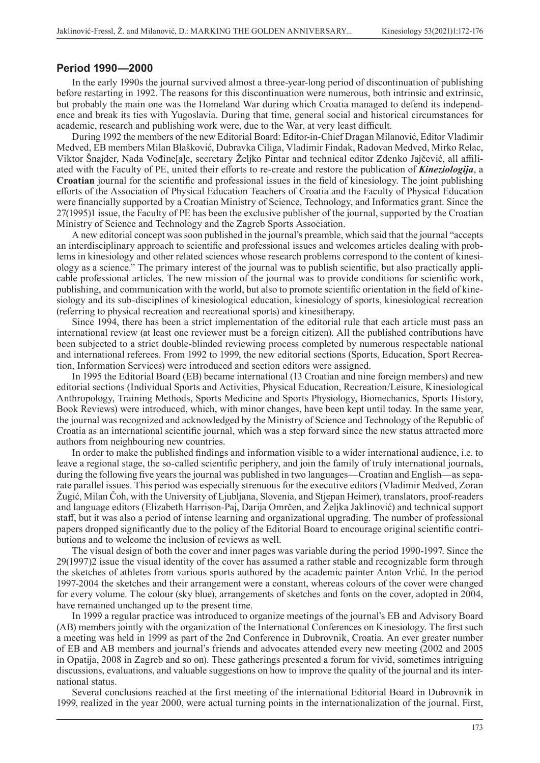## Period 1990—2000

In the early 1990s the journal survived almost a three-year-long period of discontinuation of publishing before restarting in 1992. The reasons for this discontinuation were numerous, both intrinsic and extrinsic, but probably the main one was the Homeland War during which Croatia managed to defend its independence and break its ties with Yugoslavia. During that time, general social and historical circumstances for academic, research and publishing work were, due to the War, at very least difficult.

During 1992 the members of the new Editorial Board: Editor-in-Chief Dragan Milanović, Editor Vladimir Medved, EB members Milan Blašković, Dubravka Ciliga, Vladimir Findak, Radovan Medved, Mirko Relac, Viktor Šnajder, Nada Vođine[a]c, secretary Željko Pintar and technical editor Zdenko Jajčević, all affiliated with the Faculty of PE, united their efforts to re-create and restore the publication of ***Kineziologija***, a **Croatian** journal for the scientific and professional issues in the field of kinesiology. The joint publishing efforts of the Association of Physical Education Teachers of Croatia and the Faculty of Physical Education were financially supported by a Croatian Ministry of Science, Technology, and Informatics grant. Since the 27(1995)1 issue, the Faculty of PE has been the exclusive publisher of the journal, supported by the Croatian Ministry of Science and Technology and the Zagreb Sports Association.

A new editorial concept was soon published in the journal's preamble, which said that the journal "accepts an interdisciplinary approach to scientific and professional issues and welcomes articles dealing with problems in kinesiology and other related sciences whose research problems correspond to the content of kinesiology as a science." The primary interest of the journal was to publish scientific, but also practically applicable professional articles. The new mission of the journal was to provide conditions for scientific work, publishing, and communication with the world, but also to promote scientific orientation in the field of kinesiology and its sub-disciplines of kinesiological education, kinesiology of sports, kinesiological recreation (referring to physical recreation and recreational sports) and kinesitherapy.

Since 1994, there has been a strict implementation of the editorial rule that each article must pass an international review (at least one reviewer must be a foreign citizen). All the published contributions have been subjected to a strict double-blinded reviewing process completed by numerous respectable national and international referees. From 1992 to 1999, the new editorial sections (Sports, Education, Sport Recreation, Information Services) were introduced and section editors were assigned.

In 1995 the Editorial Board (EB) became international (13 Croatian and nine foreign members) and new editorial sections (Individual Sports and Activities, Physical Education, Recreation/Leisure, Kinesiological Anthropology, Training Methods, Sports Medicine and Sports Physiology, Biomechanics, Sports History, Book Reviews) were introduced, which, with minor changes, have been kept until today. In the same year, the journal was recognized and acknowledged by the Ministry of Science and Technology of the Republic of Croatia as an international scientific journal, which was a step forward since the new status attracted more authors from neighbouring new countries.

In order to make the published findings and information visible to a wider international audience, i.e. to leave a regional stage, the so-called scientific periphery, and join the family of truly international journals, during the following five years the journal was published in two languages—Croatian and English—as separate parallel issues. This period was especially strenuous for the executive editors (Vladimir Medved, Zoran Žugić, Milan Čoh, with the University of Ljubljana, Slovenia, and Stjepan Heimer), translators, proof-readers and language editors (Elizabeth Harrison-Paj, Darija Omrčen, and Željka Jaklinović) and technical support staff, but it was also a period of intense learning and organizational upgrading. The number of professional papers dropped significantly due to the policy of the Editorial Board to encourage original scientific contributions and to welcome the inclusion of reviews as well.

The visual design of both the cover and inner pages was variable during the period 1990-1997. Since the 29(1997)2 issue the visual identity of the cover has assumed a rather stable and recognizable form through the sketches of athletes from various sports authored by the academic painter Anton Vrlić. In the period 1997-2004 the sketches and their arrangement were a constant, whereas colours of the cover were changed for every volume. The colour (sky blue), arrangements of sketches and fonts on the cover, adopted in 2004, have remained unchanged up to the present time.

In 1999 a regular practice was introduced to organize meetings of the journal's EB and Advisory Board (AB) members jointly with the organization of the International Conferences on Kinesiology. The first such a meeting was held in 1999 as part of the 2nd Conference in Dubrovnik, Croatia. An ever greater number of EB and AB members and journal's friends and advocates attended every new meeting (2002 and 2005 in Opatija, 2008 in Zagreb and so on). These gatherings presented a forum for vivid, sometimes intriguing discussions, evaluations, and valuable suggestions on how to improve the quality of the journal and its international status.

Several conclusions reached at the first meeting of the international Editorial Board in Dubrovnik in 1999, realized in the year 2000, were actual turning points in the internationalization of the journal. First,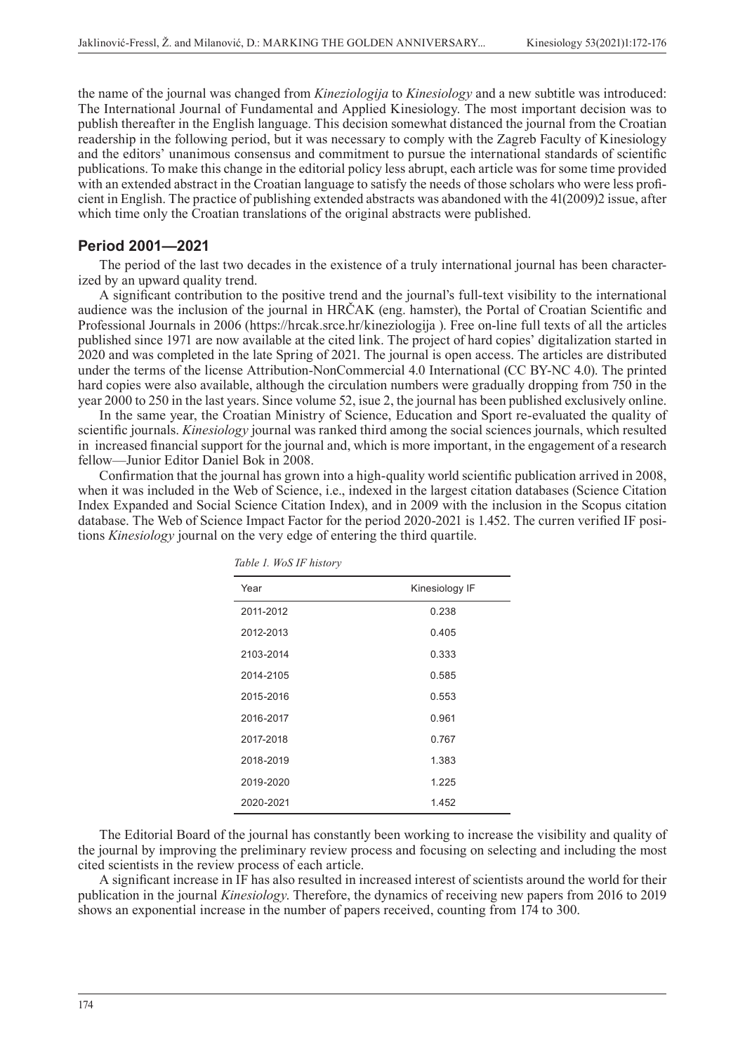the name of the journal was changed from *Kineziologija* to *Kinesiology* and a new subtitle was introduced: The International Journal of Fundamental and Applied Kinesiology. The most important decision was to publish thereafter in the English language. This decision somewhat distanced the journal from the Croatian readership in the following period, but it was necessary to comply with the Zagreb Faculty of Kinesiology and the editors' unanimous consensus and commitment to pursue the international standards of scientific publications. To make this change in the editorial policy less abrupt, each article was for some time provided with an extended abstract in the Croatian language to satisfy the needs of those scholars who were less proficient in English. The practice of publishing extended abstracts was abandoned with the 41(2009)2 issue, after which time only the Croatian translations of the original abstracts were published.

## Period 2001—2021

The period of the last two decades in the existence of a truly international journal has been characterized by an upward quality trend.

A significant contribution to the positive trend and the journal's full-text visibility to the international audience was the inclusion of the journal in HRČAK (eng. hamster), the Portal of Croatian Scientific and Professional Journals in 2006 (https://hrcak.srce.hr/kineziologija ). Free on-line full texts of all the articles published since 1971 are now available at the cited link. The project of hard copies' digitalization started in 2020 and was completed in the late Spring of 2021. The journal is open access. The articles are distributed under the terms of the license Attribution-NonCommercial 4.0 International (CC BY-NC 4.0). The printed hard copies were also available, although the circulation numbers were gradually dropping from 750 in the year 2000 to 250 in the last years. Since volume 52, isue 2, the journal has been published exclusively online.

In the same year, the Croatian Ministry of Science, Education and Sport re-evaluated the quality of scientific journals. *Kinesiology* journal was ranked third among the social sciences journals, which resulted in increased financial support for the journal and, which is more important, in the engagement of a research fellow—Junior Editor Daniel Bok in 2008.

Confirmation that the journal has grown into a high-quality world scientific publication arrived in 2008, when it was included in the Web of Science, i.e., indexed in the largest citation databases (Science Citation Index Expanded and Social Science Citation Index), and in 2009 with the inclusion in the Scopus citation database. The Web of Science Impact Factor for the period 2020-2021 is 1.452. The curren verified IF positions *Kinesiology* journal on the very edge of entering the third quartile.

*Table 1. WoS IF history*

| Year | Kinesiology IF |
|---|---|
| 2011-2012 | 0.238 |
| 2012-2013 | 0.405 |
| 2103-2014 | 0.333 |
| 2014-2105 | 0.585 |
| 2015-2016 | 0.553 |
| 2016-2017 | 0.961 |
| 2017-2018 | 0.767 |
| 2018-2019 | 1.383 |
| 2019-2020 | 1.225 |
| 2020-2021 | 1.452 |

The Editorial Board of the journal has constantly been working to increase the visibility and quality of the journal by improving the preliminary review process and focusing on selecting and including the most cited scientists in the review process of each article.

A significant increase in IF has also resulted in increased interest of scientists around the world for their publication in the journal *Kinesiology*. Therefore, the dynamics of receiving new papers from 2016 to 2019 shows an exponential increase in the number of papers received, counting from 174 to 300.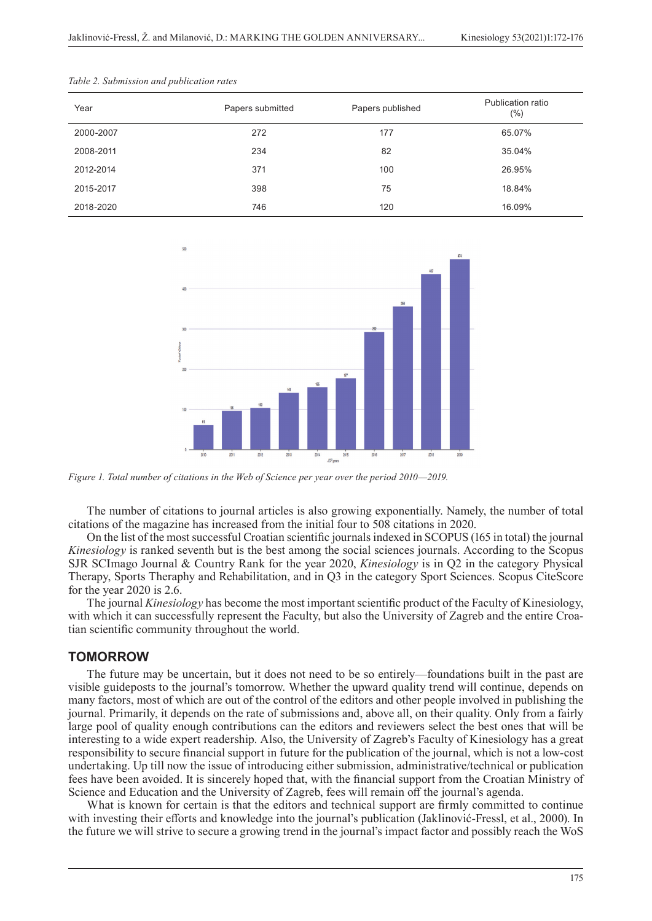*Table 2. Submission and publication rates*

| Year | Papers submitted | Papers published | Publication ratio (%) |
|---|---|---|---|
| 2000-2007 | 272 | 177 | 65.07% |
| 2008-2011 | 234 | 82 | 35.04% |
| 2012-2014 | 371 | 100 | 26.95% |
| 2015-2017 | 398 | 75 | 18.84% |
| 2018-2020 | 746 | 120 | 16.09% |

*Figure 1. Total number of citations in the Web of Science per year over the period 2010—2019.*

The number of citations to journal articles is also growing exponentially. Namely, the number of total citations of the magazine has increased from the initial four to 508 citations in 2020.

On the list of the most successful Croatian scientific journals indexed in SCOPUS (165 in total) the journal *Kinesiology* is ranked seventh but is the best among the social sciences journals. According to the Scopus SJR SCImago Journal & Country Rank for the year 2020, *Kinesiology* is in Q2 in the category Physical Therapy, Sports Theraphy and Rehabilitation, and in Q3 in the category Sport Sciences. Scopus CiteScore for the year 2020 is 2.6.

The journal *Kinesiology* has become the most important scientific product of the Faculty of Kinesiology, with which it can successfully represent the Faculty, but also the University of Zagreb and the entire Croatian scientific community throughout the world.

## TOMORROW

The future may be uncertain, but it does not need to be so entirely—foundations built in the past are visible guideposts to the journal's tomorrow. Whether the upward quality trend will continue, depends on many factors, most of which are out of the control of the editors and other people involved in publishing the journal. Primarily, it depends on the rate of submissions and, above all, on their quality. Only from a fairly large pool of quality enough contributions can the editors and reviewers select the best ones that will be interesting to a wide expert readership. Also, the University of Zagreb's Faculty of Kinesiology has a great responsibility to secure financial support in future for the publication of the journal, which is not a low-cost undertaking. Up till now the issue of introducing either submission, administrative/technical or publication fees have been avoided. It is sincerely hoped that, with the financial support from the Croatian Ministry of Science and Education and the University of Zagreb, fees will remain off the journal's agenda.

What is known for certain is that the editors and technical support are firmly committed to continue with investing their efforts and knowledge into the journal's publication (Jaklinović-Fressl, et al., 2000). In the future we will strive to secure a growing trend in the journal's impact factor and possibly reach the WoS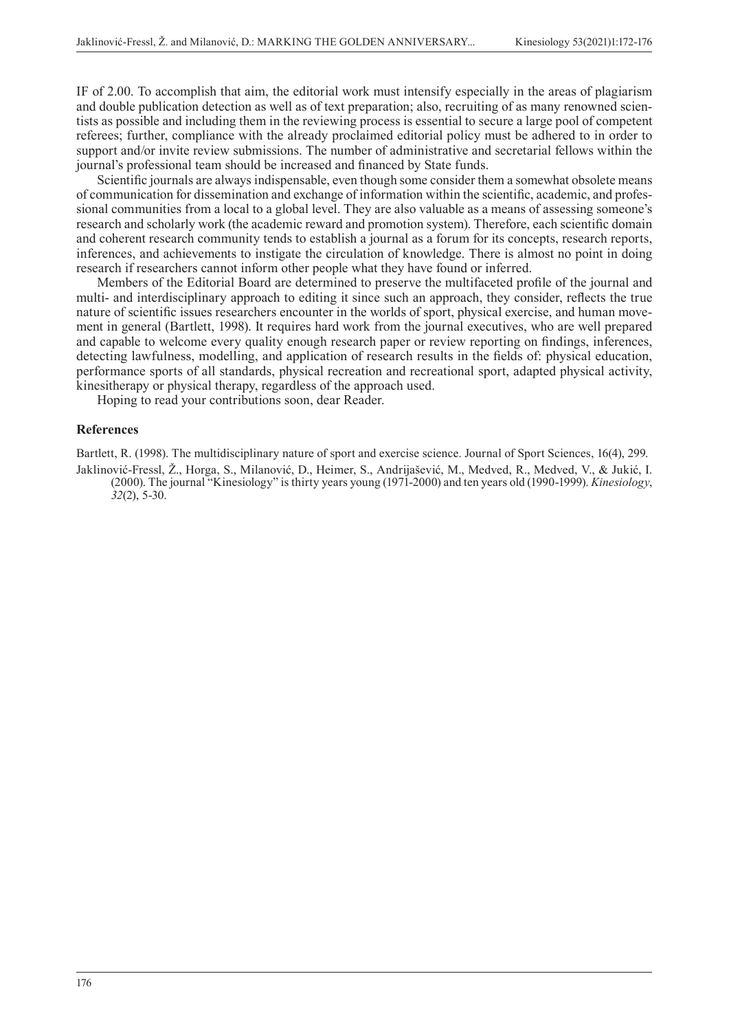IF of 2.00. To accomplish that aim, the editorial work must intensify especially in the areas of plagiarism and double publication detection as well as of text preparation; also, recruiting of as many renowned scientists as possible and including them in the reviewing process is essential to secure a large pool of competent referees; further, compliance with the already proclaimed editorial policy must be adhered to in order to support and/or invite review submissions. The number of administrative and secretarial fellows within the journal's professional team should be increased and financed by State funds.

Scientific journals are always indispensable, even though some consider them a somewhat obsolete means of communication for dissemination and exchange of information within the scientific, academic, and professional communities from a local to a global level. They are also valuable as a means of assessing someone's research and scholarly work (the academic reward and promotion system). Therefore, each scientific domain and coherent research community tends to establish a journal as a forum for its concepts, research reports, inferences, and achievements to instigate the circulation of knowledge. There is almost no point in doing research if researchers cannot inform other people what they have found or inferred.

Members of the Editorial Board are determined to preserve the multifaceted profile of the journal and multi- and interdisciplinary approach to editing it since such an approach, they consider, reflects the true nature of scientific issues researchers encounter in the worlds of sport, physical exercise, and human movement in general (Bartlett, 1998). It requires hard work from the journal executives, who are well prepared and capable to welcome every quality enough research paper or review reporting on findings, inferences, detecting lawfulness, modelling, and application of research results in the fields of: physical education, performance sports of all standards, physical recreation and recreational sport, adapted physical activity, kinesitherapy or physical therapy, regardless of the approach used.

Hoping to read your contributions soon, dear Reader.

## References

Bartlett, R. (1998). The multidisciplinary nature of sport and exercise science. Journal of Sport Sciences, 16(4), 299.

Jaklinović-Fressl, Ž., Horga, S., Milanović, D., Heimer, S., Andrijašević, M., Medved, R., Medved, V., & Jukić, I. (2000). The journal "Kinesiology" is thirty years young (1971-2000) and ten years old (1990-1999). *Kinesiology*, *32*(2), 5-30.